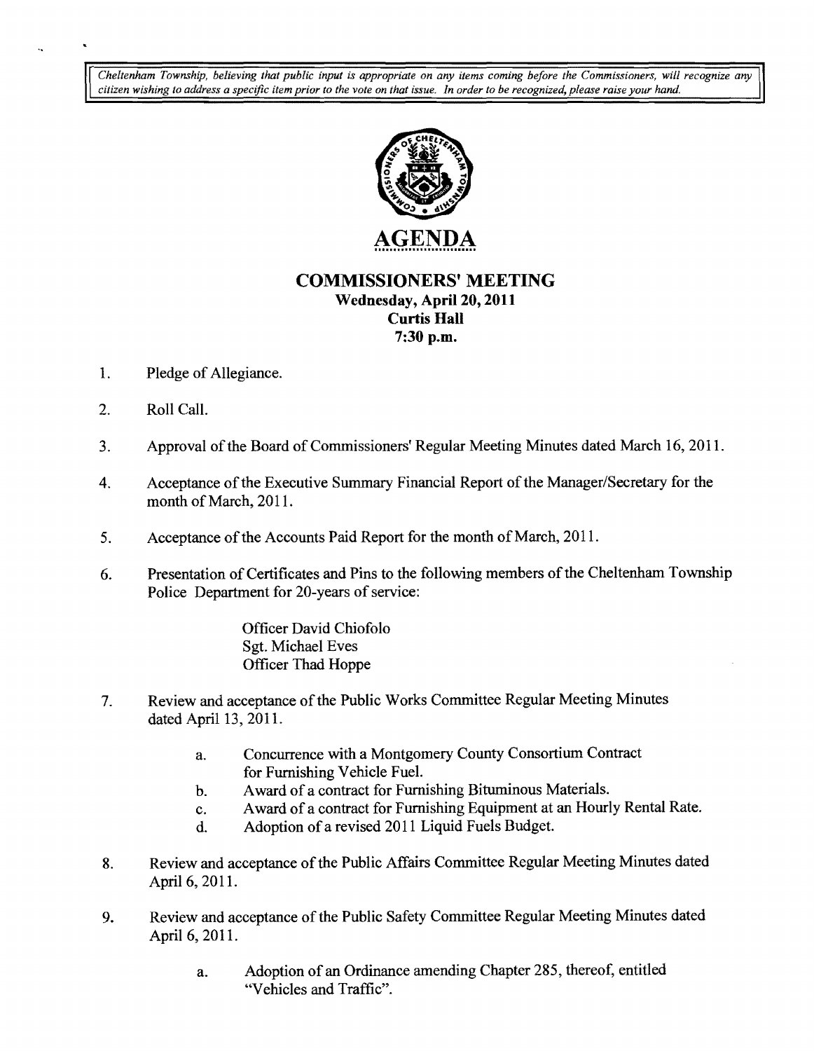*Cheltenham Township, believing that public input is appropriate on any items coming before the Commissioners, will recognize any citizen wishing to address a specific item prior to the vote on that issue. In order to be recognized, please raise your hand.*

# AGENDA

## COMMISSIONERS' MEETING

**Wednesday, April 20, 2011**
**Curtis Hall**
**7:30 p.m.**

1. Pledge of Allegiance.

2. Roll Call.

3. Approval of the Board of Commissioners' Regular Meeting Minutes dated March 16, 2011.

4. Acceptance of the Executive Summary Financial Report of the Manager/Secretary for the month of March, 2011.

5. Acceptance of the Accounts Paid Report for the month of March, 2011.

6. Presentation of Certificates and Pins to the following members of the Cheltenham Township Police Department for 20-years of service:

   Officer David Chiofolo
   Sgt. Michael Eves
   Officer Thad Hoppe

7. Review and acceptance of the Public Works Committee Regular Meeting Minutes dated April 13, 2011.

   a. Concurrence with a Montgomery County Consortium Contract for Furnishing Vehicle Fuel.
   b. Award of a contract for Furnishing Bituminous Materials.
   c. Award of a contract for Furnishing Equipment at an Hourly Rental Rate.
   d. Adoption of a revised 2011 Liquid Fuels Budget.

8. Review and acceptance of the Public Affairs Committee Regular Meeting Minutes dated April 6, 2011.

9. Review and acceptance of the Public Safety Committee Regular Meeting Minutes dated April 6, 2011.

   a. Adoption of an Ordinance amending Chapter 285, thereof, entitled "Vehicles and Traffic".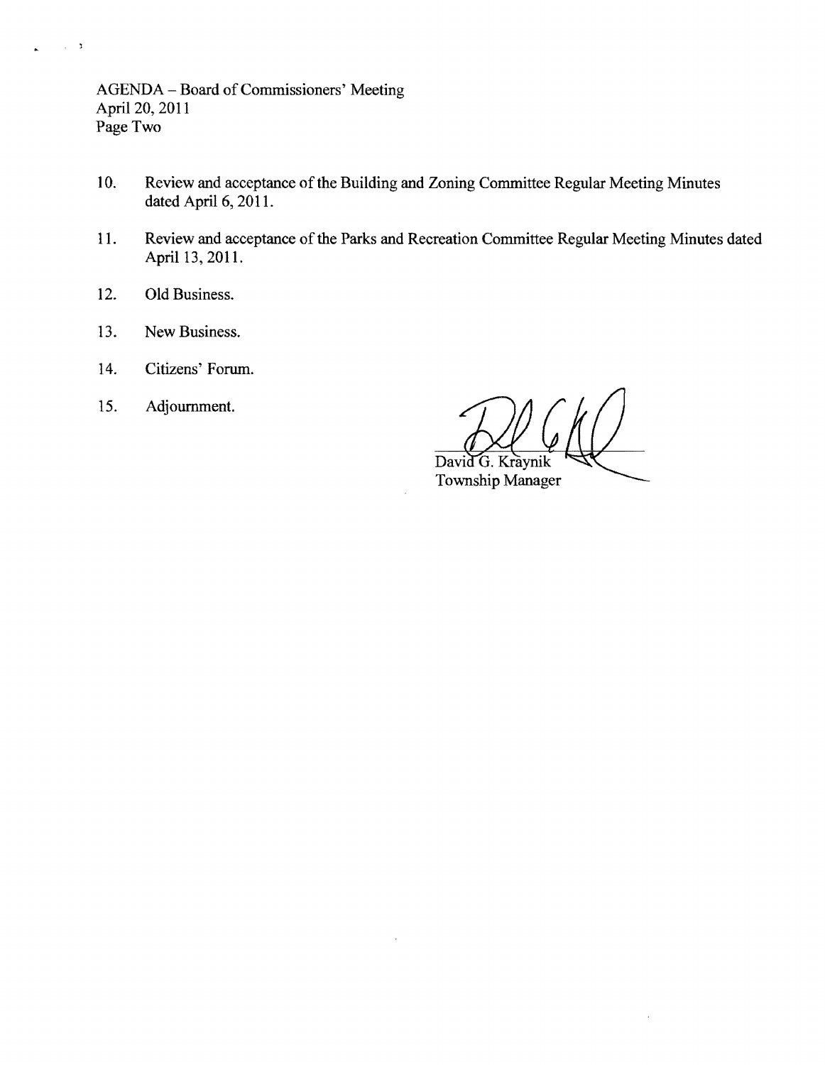AGENDA – Board of Commissioners' Meeting
April 20, 2011
Page Two

10. Review and acceptance of the Building and Zoning Committee Regular Meeting Minutes dated April 6, 2011.

11. Review and acceptance of the Parks and Recreation Committee Regular Meeting Minutes dated April 13, 2011.

12. Old Business.

13. New Business.

14. Citizens' Forum.

15. Adjournment.

David G. Kraynik
Township Manager